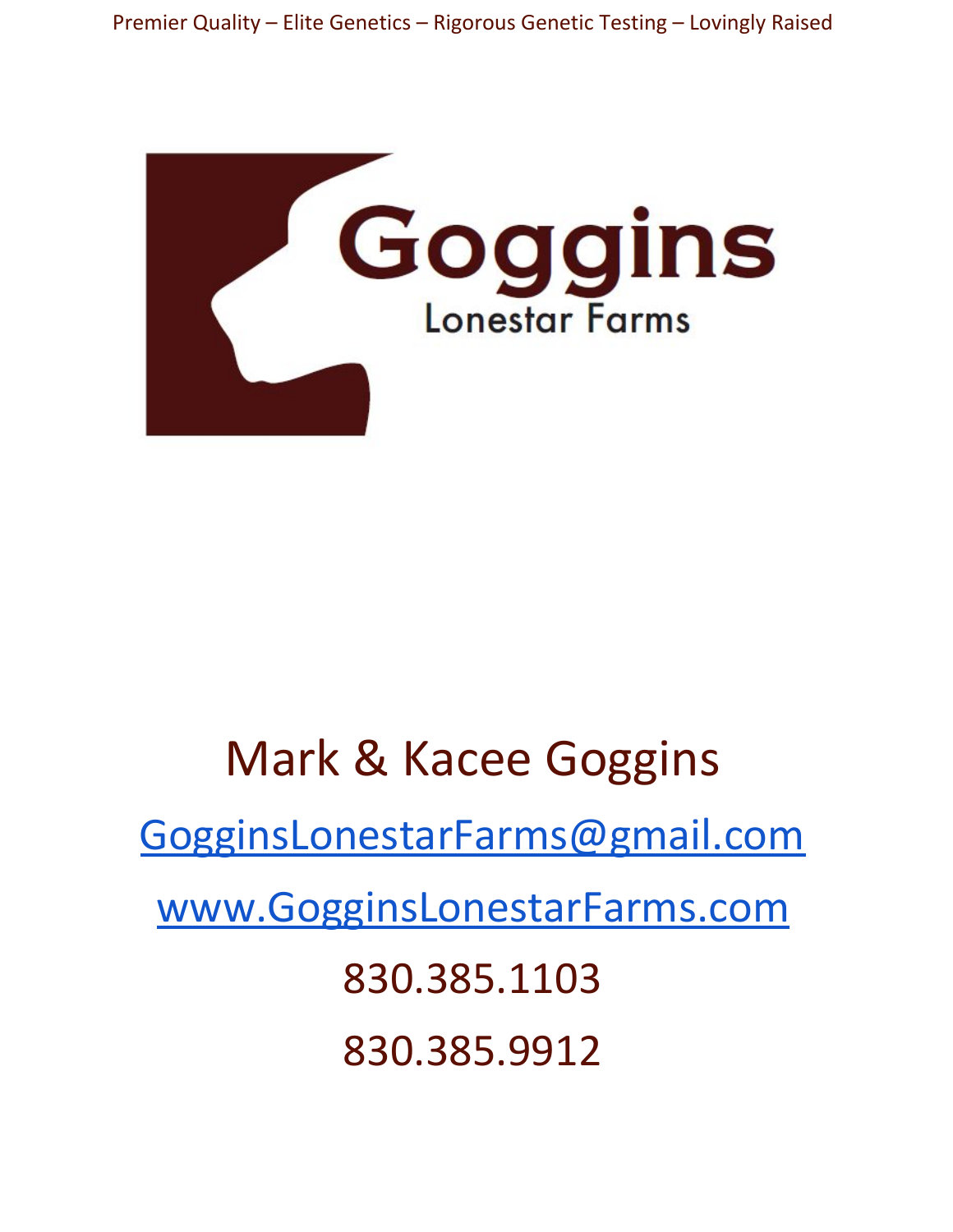Premier Quality – Elite Genetics – Rigorous Genetic Testing – Lovingly Raised

# Goggins

## Lonestar Farms

Mark & Kacee Goggins

GogginsLonestarFarms@gmail.com

www.GogginsLonestarFarms.com

830.385.1103

830.385.9912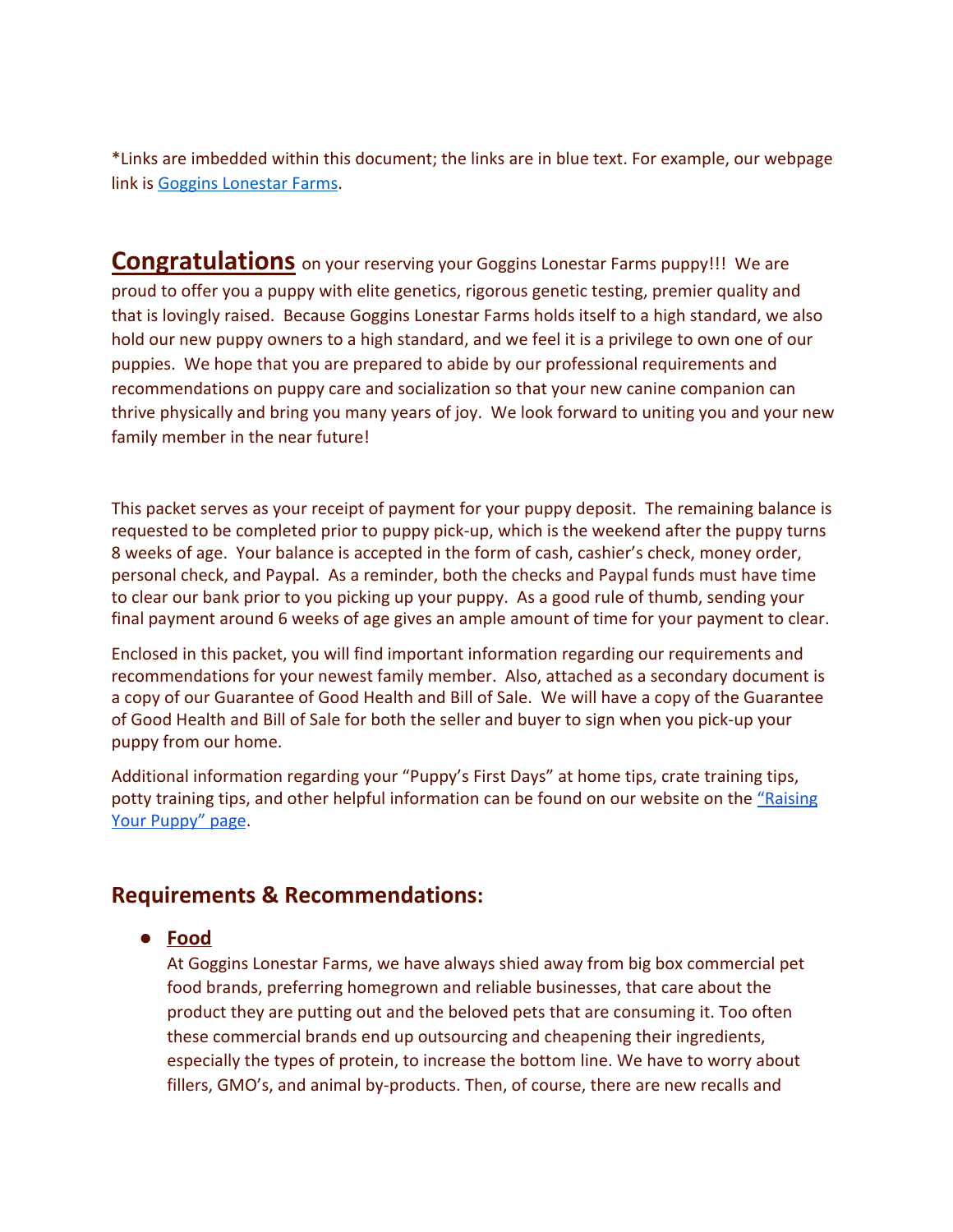*Links are imbedded within this document; the links are in blue text. For example, our webpage link is Goggins Lonestar Farms.

**Congratulations** on your reserving your Goggins Lonestar Farms puppy!!! We are proud to offer you a puppy with elite genetics, rigorous genetic testing, premier quality and that is lovingly raised. Because Goggins Lonestar Farms holds itself to a high standard, we also hold our new puppy owners to a high standard, and we feel it is a privilege to own one of our puppies. We hope that you are prepared to abide by our professional requirements and recommendations on puppy care and socialization so that your new canine companion can thrive physically and bring you many years of joy. We look forward to uniting you and your new family member in the near future!

This packet serves as your receipt of payment for your puppy deposit. The remaining balance is requested to be completed prior to puppy pick-up, which is the weekend after the puppy turns 8 weeks of age. Your balance is accepted in the form of cash, cashier's check, money order, personal check, and Paypal. As a reminder, both the checks and Paypal funds must have time to clear our bank prior to you picking up your puppy. As a good rule of thumb, sending your final payment around 6 weeks of age gives an ample amount of time for your payment to clear.

Enclosed in this packet, you will find important information regarding our requirements and recommendations for your newest family member. Also, attached as a secondary document is a copy of our Guarantee of Good Health and Bill of Sale. We will have a copy of the Guarantee of Good Health and Bill of Sale for both the seller and buyer to sign when you pick-up your puppy from our home.

Additional information regarding your "Puppy's First Days" at home tips, crate training tips, potty training tips, and other helpful information can be found on our website on the "Raising Your Puppy" page.

## Requirements & Recommendations:

- **Food**

  At Goggins Lonestar Farms, we have always shied away from big box commercial pet food brands, preferring homegrown and reliable businesses, that care about the product they are putting out and the beloved pets that are consuming it. Too often these commercial brands end up outsourcing and cheapening their ingredients, especially the types of protein, to increase the bottom line. We have to worry about fillers, GMO's, and animal by-products. Then, of course, there are new recalls and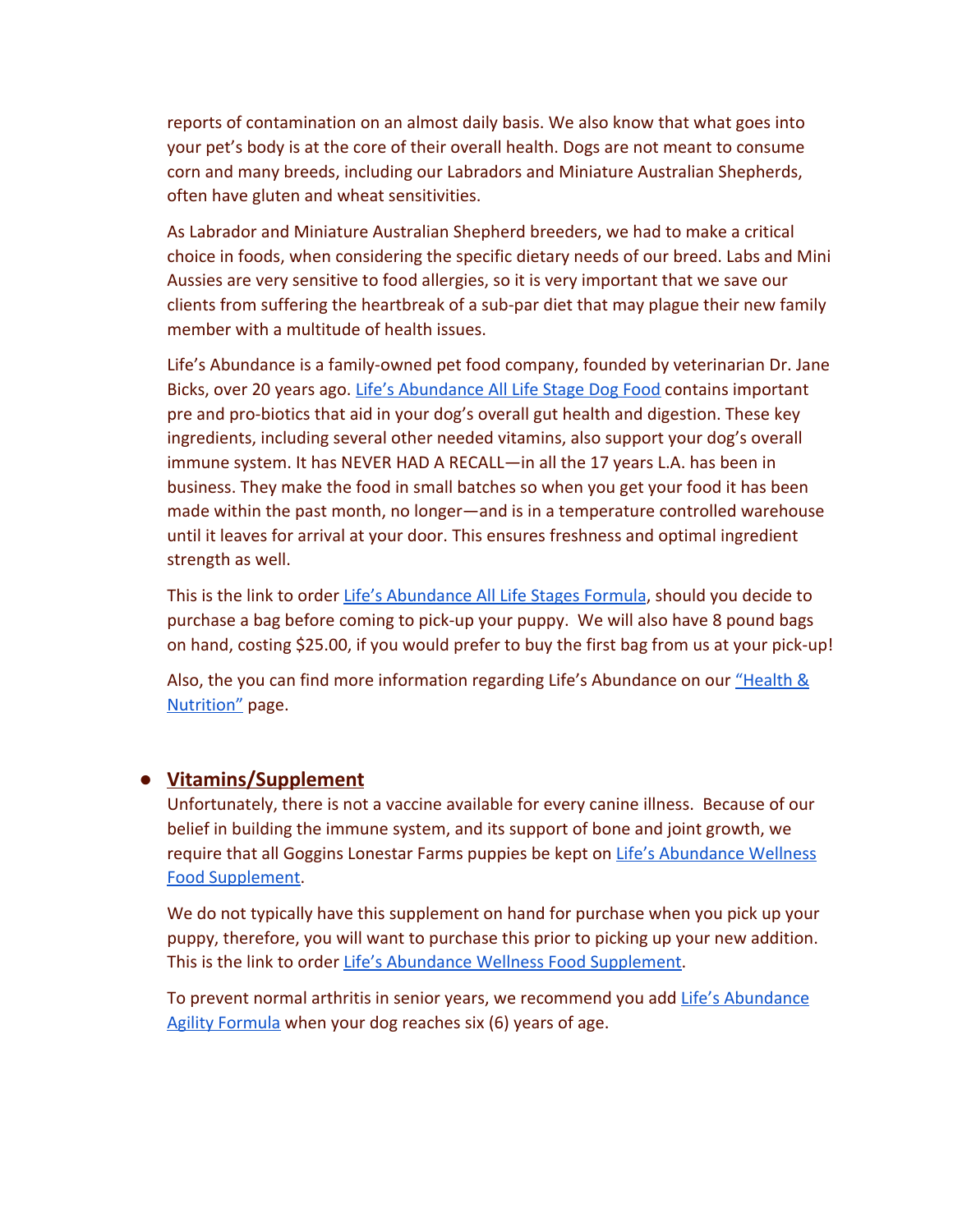reports of contamination on an almost daily basis. We also know that what goes into your pet's body is at the core of their overall health. Dogs are not meant to consume corn and many breeds, including our Labradors and Miniature Australian Shepherds, often have gluten and wheat sensitivities.

As Labrador and Miniature Australian Shepherd breeders, we had to make a critical choice in foods, when considering the specific dietary needs of our breed. Labs and Mini Aussies are very sensitive to food allergies, so it is very important that we save our clients from suffering the heartbreak of a sub-par diet that may plague their new family member with a multitude of health issues.

Life's Abundance is a family-owned pet food company, founded by veterinarian Dr. Jane Bicks, over 20 years ago. Life's Abundance All Life Stage Dog Food contains important pre and pro-biotics that aid in your dog's overall gut health and digestion. These key ingredients, including several other needed vitamins, also support your dog's overall immune system. It has NEVER HAD A RECALL—in all the 17 years L.A. has been in business. They make the food in small batches so when you get your food it has been made within the past month, no longer—and is in a temperature controlled warehouse until it leaves for arrival at your door. This ensures freshness and optimal ingredient strength as well.

This is the link to order Life's Abundance All Life Stages Formula, should you decide to purchase a bag before coming to pick-up your puppy. We will also have 8 pound bags on hand, costing $25.00, if you would prefer to buy the first bag from us at your pick-up!

Also, the you can find more information regarding Life's Abundance on our "Health & Nutrition" page.

- **Vitamins/Supplement**

  Unfortunately, there is not a vaccine available for every canine illness. Because of our belief in building the immune system, and its support of bone and joint growth, we require that all Goggins Lonestar Farms puppies be kept on Life's Abundance Wellness Food Supplement.

  We do not typically have this supplement on hand for purchase when you pick up your puppy, therefore, you will want to purchase this prior to picking up your new addition. This is the link to order Life's Abundance Wellness Food Supplement.

  To prevent normal arthritis in senior years, we recommend you add Life's Abundance Agility Formula when your dog reaches six (6) years of age.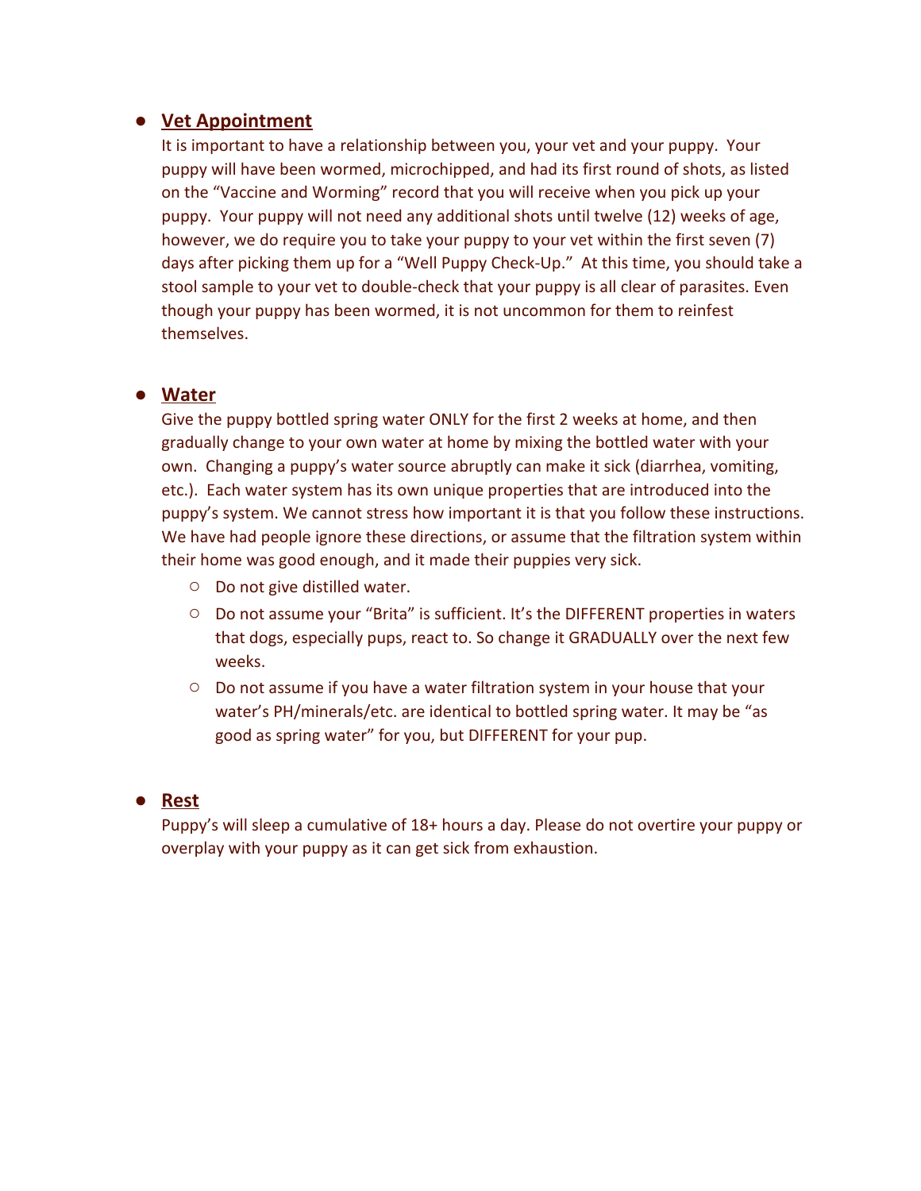- **Vet Appointment**
  It is important to have a relationship between you, your vet and your puppy. Your puppy will have been wormed, microchipped, and had its first round of shots, as listed on the "Vaccine and Worming" record that you will receive when you pick up your puppy. Your puppy will not need any additional shots until twelve (12) weeks of age, however, we do require you to take your puppy to your vet within the first seven (7) days after picking them up for a "Well Puppy Check-Up." At this time, you should take a stool sample to your vet to double-check that your puppy is all clear of parasites. Even though your puppy has been wormed, it is not uncommon for them to reinfest themselves.

- **Water**
  Give the puppy bottled spring water ONLY for the first 2 weeks at home, and then gradually change to your own water at home by mixing the bottled water with your own. Changing a puppy's water source abruptly can make it sick (diarrhea, vomiting, etc.). Each water system has its own unique properties that are introduced into the puppy's system. We cannot stress how important it is that you follow these instructions. We have had people ignore these directions, or assume that the filtration system within their home was good enough, and it made their puppies very sick.
    - Do not give distilled water.
    - Do not assume your "Brita" is sufficient. It's the DIFFERENT properties in waters that dogs, especially pups, react to. So change it GRADUALLY over the next few weeks.
    - Do not assume if you have a water filtration system in your house that your water's PH/minerals/etc. are identical to bottled spring water. It may be "as good as spring water" for you, but DIFFERENT for your pup.

- **Rest**
  Puppy's will sleep a cumulative of 18+ hours a day. Please do not overtire your puppy or overplay with your puppy as it can get sick from exhaustion.